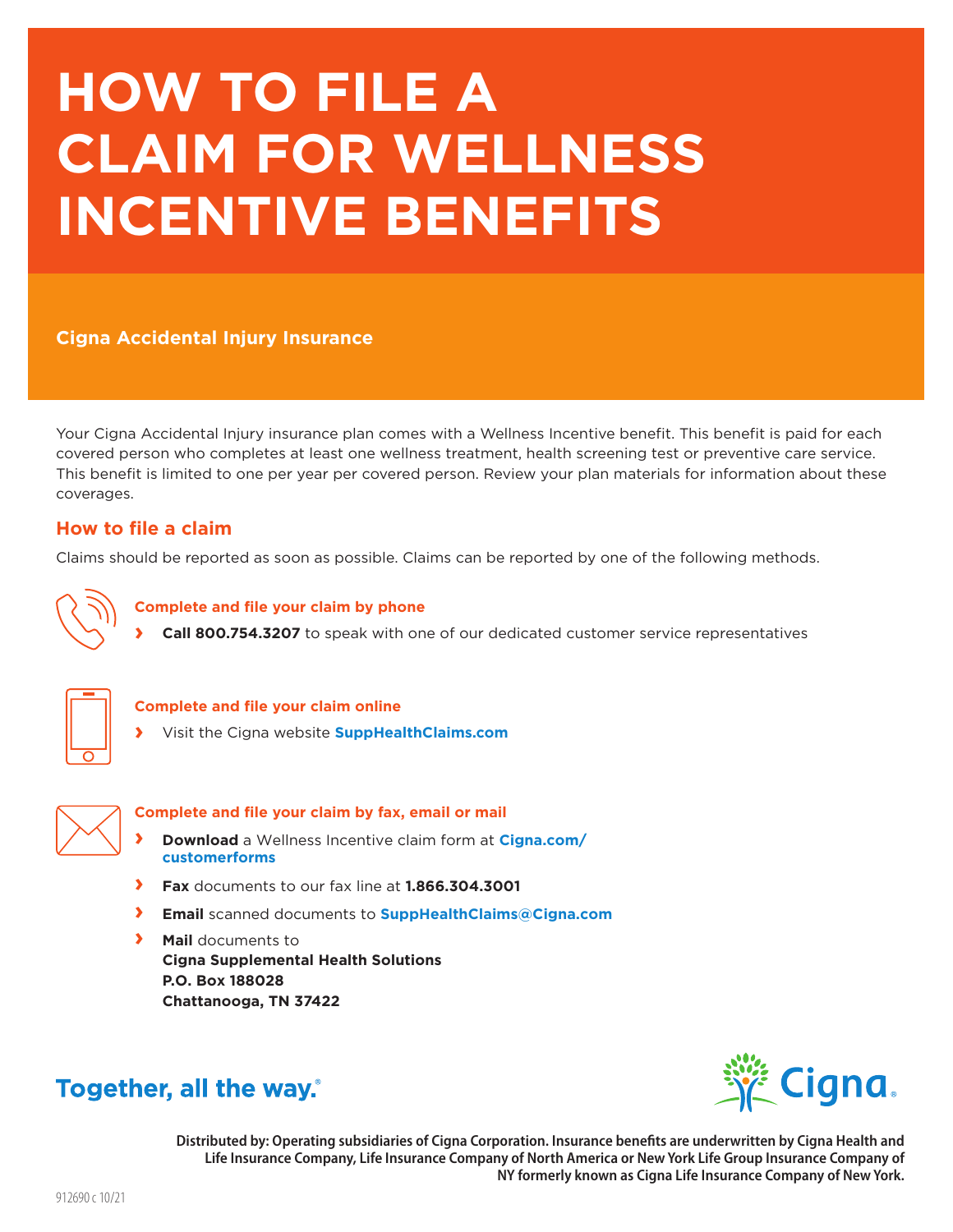# HOW TO FILE A CLAIM FOR WELLNESS INCENTIVE BENEFITS

**Cigna Accidental Injury Insurance**

Your Cigna Accidental Injury insurance plan comes with a Wellness Incentive benefit. This benefit is paid for each covered person who completes at least one wellness treatment, health screening test or preventive care service. This benefit is limited to one per year per covered person. Review your plan materials for information about these coverages.

## How to file a claim

Claims should be reported as soon as possible. Claims can be reported by one of the following methods.

### Complete and file your claim by phone

- **Call 800.754.3207** to speak with one of our dedicated customer service representatives

### Complete and file your claim online

- Visit the Cigna website **SuppHealthClaims.com**

### Complete and file your claim by fax, email or mail

- **Download** a Wellness Incentive claim form at **Cigna.com/customerforms**
- **Fax** documents to our fax line at **1.866.304.3001**
- **Email** scanned documents to **SuppHealthClaims@Cigna.com**
- **Mail** documents to
  **Cigna Supplemental Health Solutions**
  **P.O. Box 188028**
  **Chattanooga, TN 37422**

**Together, all the way.®**

Cigna.

**Distributed by: Operating subsidiaries of Cigna Corporation. Insurance benefits are underwritten by Cigna Health and Life Insurance Company, Life Insurance Company of North America or New York Life Group Insurance Company of NY formerly known as Cigna Life Insurance Company of New York.**

912690 c 10/21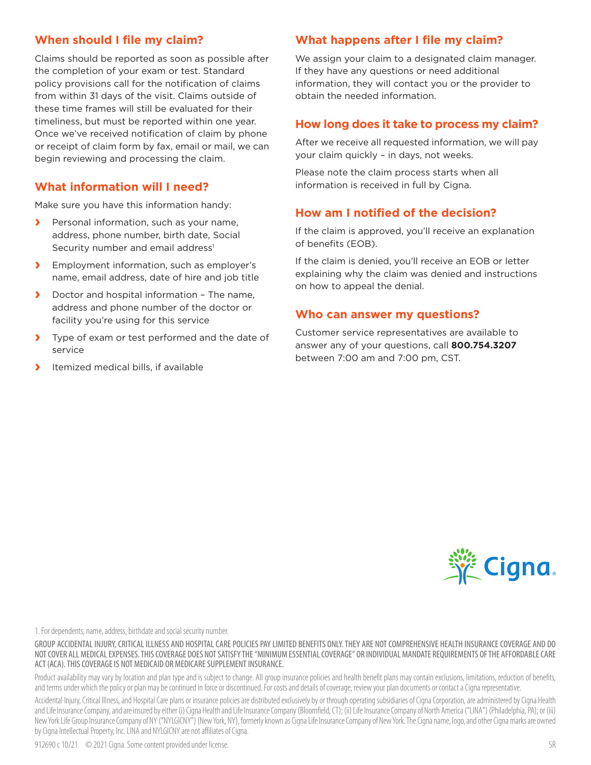## When should I file my claim?

Claims should be reported as soon as possible after the completion of your exam or test. Standard policy provisions call for the notification of claims from within 31 days of the visit. Claims outside of these time frames will still be evaluated for their timeliness, but must be reported within one year. Once we've received notification of claim by phone or receipt of claim form by fax, email or mail, we can begin reviewing and processing the claim.

## What information will I need?

Make sure you have this information handy:

- Personal information, such as your name, address, phone number, birth date, Social Security number and email address[1]
- Employment information, such as employer's name, email address, date of hire and job title
- Doctor and hospital information – The name, address and phone number of the doctor or facility you're using for this service
- Type of exam or test performed and the date of service
- Itemized medical bills, if available

## What happens after I file my claim?

We assign your claim to a designated claim manager. If they have any questions or need additional information, they will contact you or the provider to obtain the needed information.

## How long does it take to process my claim?

After we receive all requested information, we will pay your claim quickly – in days, not weeks.

Please note the claim process starts when all information is received in full by Cigna.

## How am I notified of the decision?

If the claim is approved, you'll receive an explanation of benefits (EOB).

If the claim is denied, you'll receive an EOB or letter explaining why the claim was denied and instructions on how to appeal the denial.

## Who can answer my questions?

Customer service representatives are available to answer any of your questions, call **800.754.3207** between 7:00 am and 7:00 pm, CST.

1. For dependents, name, address, birthdate and social security number.

GROUP ACCIDENTAL INJURY, CRITICAL ILLNESS AND HOSPITAL CARE POLICIES PAY LIMITED BENEFITS ONLY. THEY ARE NOT COMPREHENSIVE HEALTH INSURANCE COVERAGE AND DO NOT COVER ALL MEDICAL EXPENSES. THIS COVERAGE DOES NOT SATISFY THE "MINIMUM ESSENTIAL COVERAGE" OR INDIVIDUAL MANDATE REQUIREMENTS OF THE AFFORDABLE CARE ACT (ACA). THIS COVERAGE IS NOT MEDICAID OR MEDICARE SUPPLEMENT INSURANCE.

Product availability may vary by location and plan type and is subject to change. All group insurance policies and health benefit plans may contain exclusions, limitations, reduction of benefits, and terms under which the policy or plan may be continued in force or discontinued. For costs and details of coverage, review your plan documents or contact a Cigna representative.

Accidental Injury, Critical Illness, and Hospital Care plans or insurance policies are distributed exclusively by or through operating subsidiaries of Cigna Corporation, are administered by Cigna Health and Life Insurance Company, and are insured by either (i) Cigna Health and Life Insurance Company (Bloomfield, CT); (ii) Life Insurance Company of North America ("LINA") (Philadelphia, PA); or (iii) New York Life Group Insurance Company of NY ("NYLGICNY") (New York, NY), formerly known as Cigna Life Insurance Company of New York. The Cigna name, logo, and other Cigna marks are owned by Cigna Intellectual Property, Inc. LINA and NYLGICNY are not affiliates of Cigna.

912690 c 10/21 © 2021 Cigna. Some content provided under license. SR